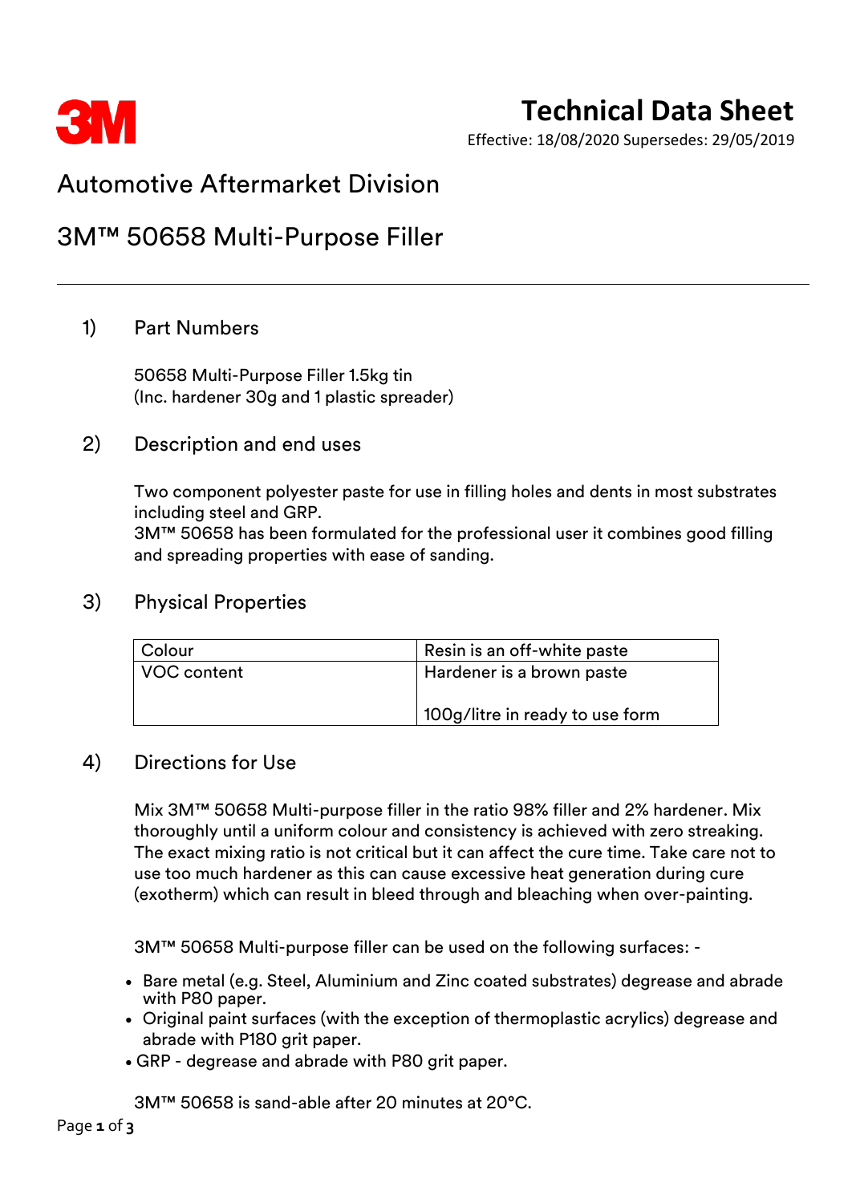# Technical Data Sheet

Effective: 18/08/2020 Supersedes: 29/05/2019

## Automotive Aftermarket Division

## 3M™ 50658 Multi-Purpose Filler

### 1) Part Numbers

50658 Multi-Purpose Filler 1.5kg tin
(Inc. hardener 30g and 1 plastic spreader)

### 2) Description and end uses

Two component polyester paste for use in filling holes and dents in most substrates including steel and GRP.
3M™ 50658 has been formulated for the professional user it combines good filling and spreading properties with ease of sanding.

### 3) Physical Properties

| Colour | Resin is an off-white paste |
|---|---|
| VOC content | Hardener is a brown paste<br><br>100g/litre in ready to use form |

### 4) Directions for Use

Mix 3M™ 50658 Multi-purpose filler in the ratio 98% filler and 2% hardener. Mix thoroughly until a uniform colour and consistency is achieved with zero streaking. The exact mixing ratio is not critical but it can affect the cure time. Take care not to use too much hardener as this can cause excessive heat generation during cure (exotherm) which can result in bleed through and bleaching when over-painting.

3M™ 50658 Multi-purpose filler can be used on the following surfaces: -

- Bare metal (e.g. Steel, Aluminium and Zinc coated substrates) degrease and abrade with P80 paper.
- Original paint surfaces (with the exception of thermoplastic acrylics) degrease and abrade with P180 grit paper.
- GRP - degrease and abrade with P80 grit paper.

3M™ 50658 is sand-able after 20 minutes at 20°C.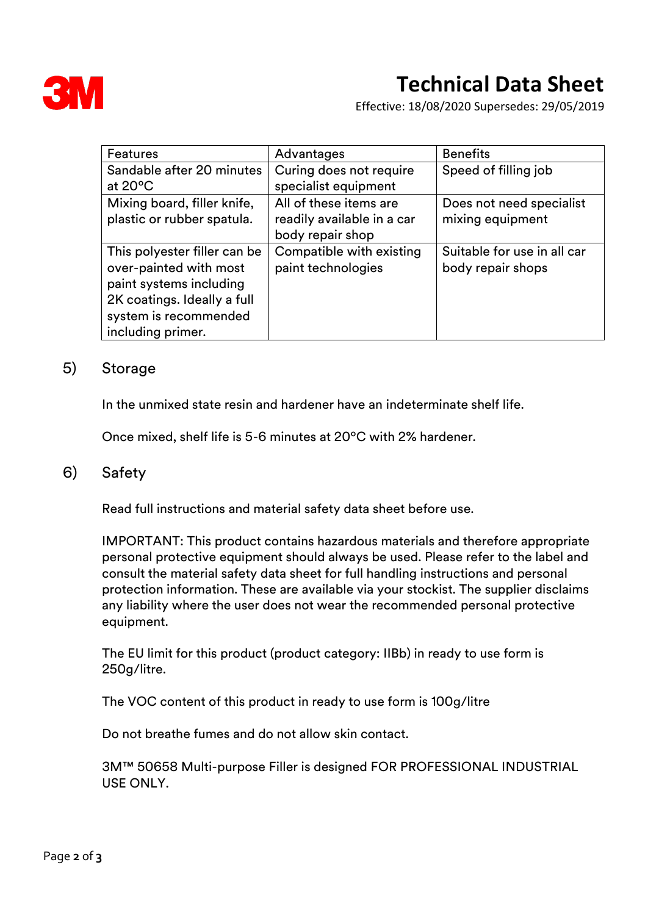| Features | Advantages | Benefits |
|---|---|---|
| Sandable after 20 minutes at 20°C | Curing does not require specialist equipment | Speed of filling job |
| Mixing board, filler knife, plastic or rubber spatula. | All of these items are readily available in a car body repair shop | Does not need specialist mixing equipment |
| This polyester filler can be over-painted with most paint systems including 2K coatings. Ideally a full system is recommended including primer. | Compatible with existing paint technologies | Suitable for use in all car body repair shops |

## 5) Storage

In the unmixed state resin and hardener have an indeterminate shelf life.

Once mixed, shelf life is 5-6 minutes at 20°C with 2% hardener.

## 6) Safety

Read full instructions and material safety data sheet before use.

IMPORTANT: This product contains hazardous materials and therefore appropriate personal protective equipment should always be used. Please refer to the label and consult the material safety data sheet for full handling instructions and personal protection information. These are available via your stockist. The supplier disclaims any liability where the user does not wear the recommended personal protective equipment.

The EU limit for this product (product category: IIBb) in ready to use form is 250g/litre.

The VOC content of this product in ready to use form is 100g/litre

Do not breathe fumes and do not allow skin contact.

3M™ 50658 Multi-purpose Filler is designed FOR PROFESSIONAL INDUSTRIAL USE ONLY.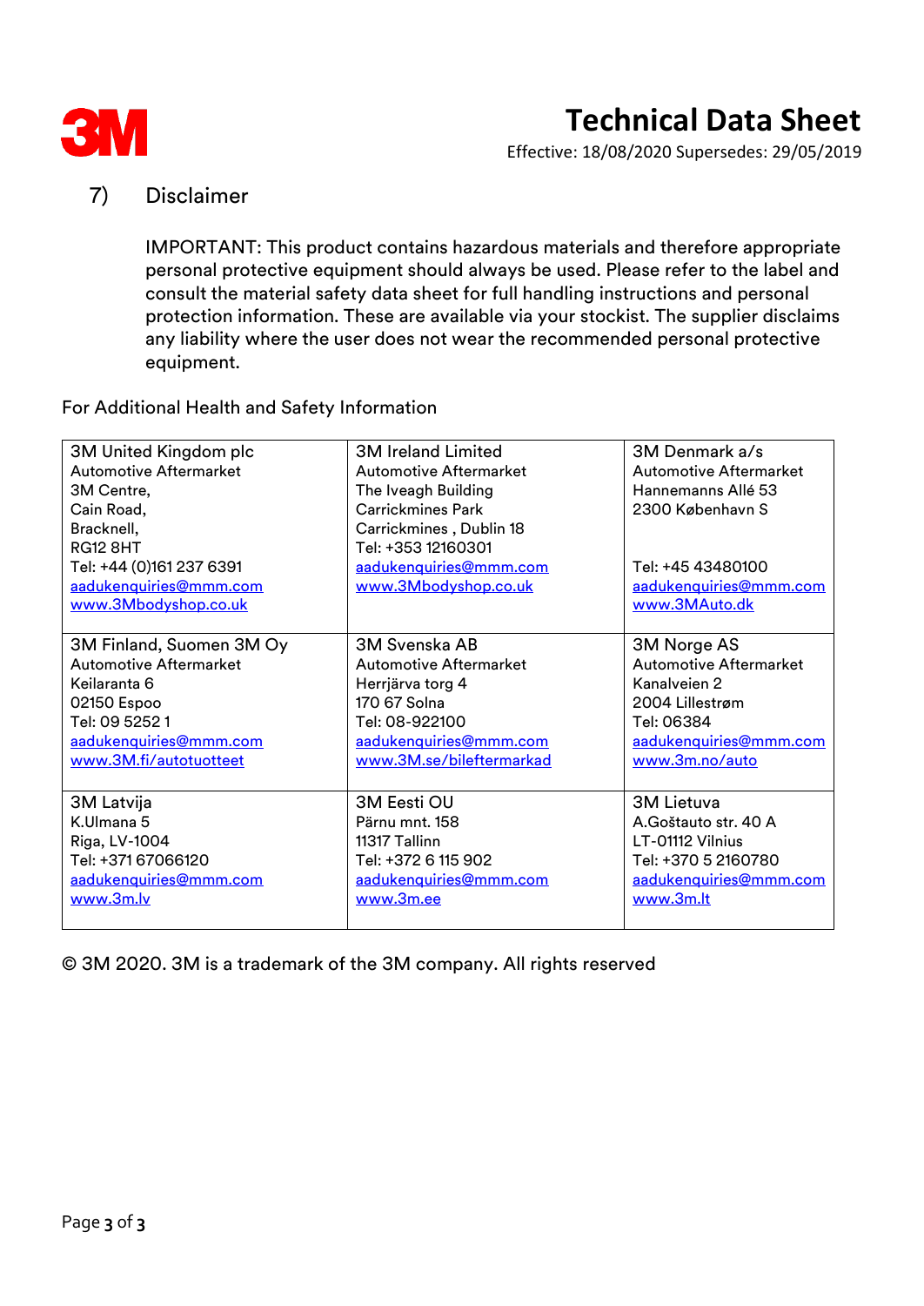## 7) Disclaimer

IMPORTANT: This product contains hazardous materials and therefore appropriate personal protective equipment should always be used. Please refer to the label and consult the material safety data sheet for full handling instructions and personal protection information. These are available via your stockist. The supplier disclaims any liability where the user does not wear the recommended personal protective equipment.

For Additional Health and Safety Information

| | | |
|---|---|---|
| 3M United Kingdom plc<br>Automotive Aftermarket<br>3M Centre,<br>Cain Road,<br>Bracknell,<br>RG12 8HT<br>Tel: +44 (0)161 237 6391<br>aadukenquiries@mmm.com<br>www.3Mbodyshop.co.uk | 3M Ireland Limited<br>Automotive Aftermarket<br>The Iveagh Building<br>Carrickmines Park<br>Carrickmines , Dublin 18<br>Tel: +353 12160301<br>aadukenquiries@mmm.com<br>www.3Mbodyshop.co.uk | 3M Denmark a/s<br>Automotive Aftermarket<br>Hannemanns Allé 53<br>2300 København S<br><br>Tel: +45 43480100<br>aadukenquiries@mmm.com<br>www.3MAuto.dk |
| 3M Finland, Suomen 3M Oy<br>Automotive Aftermarket<br>Keilaranta 6<br>02150 Espoo<br>Tel: 09 5252 1<br>aadukenquiries@mmm.com<br>www.3M.fi/autotuotteet | 3M Svenska AB<br>Automotive Aftermarket<br>Herrjärva torg 4<br>170 67 Solna<br>Tel: 08-922100<br>aadukenquiries@mmm.com<br>www.3M.se/bileftermarkad | 3M Norge AS<br>Automotive Aftermarket<br>Kanalveien 2<br>2004 Lillestrøm<br>Tel: 06384<br>aadukenquiries@mmm.com<br>www.3m.no/auto |
| 3M Latvija<br>K.Ulmana 5<br>Riga, LV-1004<br>Tel: +371 67066120<br>aadukenquiries@mmm.com<br>www.3m.lv | 3M Eesti OU<br>Pärnu mnt. 158<br>11317 Tallinn<br>Tel: +372 6 115 902<br>aadukenquiries@mmm.com<br>www.3m.ee | 3M Lietuva<br>A.Goštauto str. 40 A<br>LT-01112 Vilnius<br>Tel: +370 5 2160780<br>aadukenquiries@mmm.com<br>www.3m.lt |

© 3M 2020. 3M is a trademark of the 3M company. All rights reserved